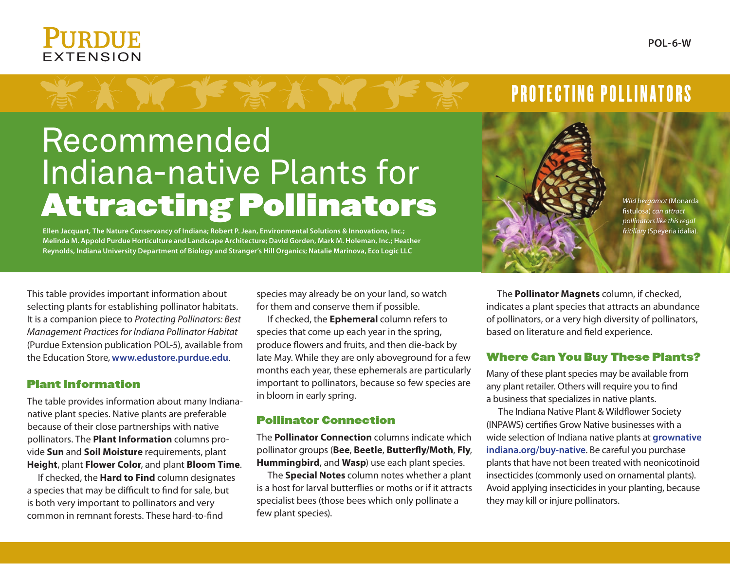PURDUE EXTENSION

POL-6-W

PROTECTING POLLINATORS

# Recommended Indiana-native Plants for **Attracting Pollinators**

**Ellen Jacquart, The Nature Conservancy of Indiana; Robert P. Jean, Environmental Solutions & Innovations, Inc.; Melinda M. Appold Purdue Horticulture and Landscape Architecture; David Gorden, Mark M. Holeman, Inc.; Heather Reynolds, Indiana University Department of Biology and Stranger's Hill Organics; Natalie Marinova, Eco Logic LLC**

*Wild bergamot* (Monarda fistulosa) *can attract pollinators like this regal fritillary* (Speyeria idalia).

This table provides important information about selecting plants for establishing pollinator habitats. It is a companion piece to *Protecting Pollinators: Best Management Practices for Indiana Pollinator Habitat* (Purdue Extension publication POL-5), available from the Education Store, **www.edustore.purdue.edu**.

## Plant Information

The table provides information about many Indiana-native plant species. Native plants are preferable because of their close partnerships with native pollinators. The **Plant Information** columns provide **Sun** and **Soil Moisture** requirements, plant **Height**, plant **Flower Color**, and plant **Bloom Time**.

If checked, the **Hard to Find** column designates a species that may be difficult to find for sale, but is both very important to pollinators and very common in remnant forests. These hard-to-find species may already be on your land, so watch for them and conserve them if possible.

If checked, the **Ephemeral** column refers to species that come up each year in the spring, produce flowers and fruits, and then die-back by late May. While they are only aboveground for a few months each year, these ephemerals are particularly important to pollinators, because so few species are in bloom in early spring.

## Pollinator Connection

The **Pollinator Connection** columns indicate which pollinator groups (**Bee**, **Beetle**, **Butterfly/Moth**, **Fly**, **Hummingbird**, and **Wasp**) use each plant species.

The **Special Notes** column notes whether a plant is a host for larval butterflies or moths or if it attracts specialist bees (those bees which only pollinate a few plant species).

The **Pollinator Magnets** column, if checked, indicates a plant species that attracts an abundance of pollinators, or a very high diversity of pollinators, based on literature and field experience.

## Where Can You Buy These Plants?

Many of these plant species may be available from any plant retailer. Others will require you to find a business that specializes in native plants.

The Indiana Native Plant & Wildflower Society (INPAWS) certifies Grow Native businesses with a wide selection of Indiana native plants at **grownativeindiana.org/buy-native**. Be careful you purchase plants that have not been treated with neonicotinoid insecticides (commonly used on ornamental plants). Avoid applying insecticides in your planting, because they may kill or injure pollinators.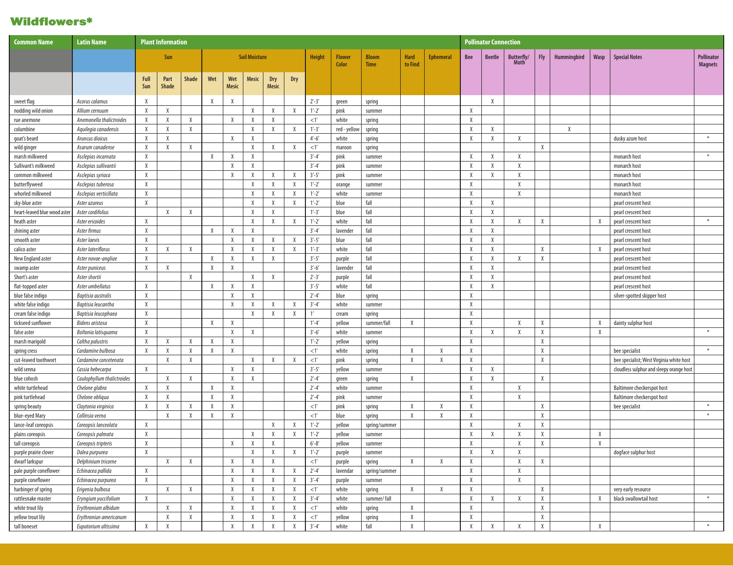# Wildflowers*

| Common Name | Latin Name | Plant Information | | | | | | | | | | | | | Pollinator Connection | | | | | | | |
|---|---|---|---|---|---|---|---|---|---|---|---|---|---|---|---|---|---|---|---|---|---|---|
| | | Sun | | | Soil Moisture | | | | | Height | Flower Color | Bloom Time | Hard to Find | Ephemeral | Bee | Beetle | Butterfly/ Moth | Fly | Hummingbird | Wasp | Special Notes | Pollinator Magnets |
| | | Full Sun | Part Shade | Shade | Wet | Wet Mesic | Mesic | Dry Mesic | Dry | | | | | | | | | | | | | |
| sweet flag | *Acorus calamus* | X | | | X | X | | | | 2'-3' | green | spring | | | | X | | | | | | |
| nodding wild onion | *Allium cernuum* | X | X | | | | X | X | X | 1'-2' | pink | summer | | | X | | | | | | | |
| rue anemone | *Anemonella thalictroides* | X | X | X | | X | X | X | | <1' | white | spring | | | X | | | | | | | |
| columbine | *Aquilegia canadensis* | X | X | X | | | X | X | X | 1'-3' | red - yellow | spring | | | X | X | | | X | | | |
| goat's beard | *Aruncus dioicus* | X | X | | | X | X | | | 4'-6' | white | spring | | | X | X | X | | | | dusky azure host | * |
| wild ginger | *Asarum canadense* | X | X | X | | | X | X | X | <1' | maroon | spring | | | | | | X | | | | |
| marsh milkweed | *Asclepias incarnata* | X | | | X | X | X | | | 3'-4' | pink | summer | | | X | X | X | | | | monarch host | * |
| Sullivant's milkweed | *Asclepias sullivantii* | X | | | | X | X | | | 3'-4' | pink | summer | | | X | X | X | | | | monarch host | |
| common milkweed | *Asclepias syriaca* | X | | | | X | X | X | X | 3'-5' | pink | summer | | | X | X | X | | | | monarch host | |
| butterflyweed | *Asclepias tuberosa* | X | | | | | X | X | X | 1'-2' | orange | summer | | | X | | X | | | | monarch host | |
| whorled milkweed | *Asclepias verticillata* | X | | | | | X | X | X | 1'-2' | white | summer | | | X | | X | | | | monarch host | |
| sky-blue aster | *Aster azureus* | X | | | | | X | X | X | 1'-2' | blue | fall | | | X | X | | | | | pearl crescent host | |
| heart-leaved blue wood aster | *Aster cordifolius* | | X | X | | | X | X | | 1'-3' | blue | fall | | | X | X | | | | | pearl crescent host | |
| heath aster | *Aster ericoides* | X | | | | | X | X | X | 1'-2' | white | fall | | | X | X | X | X | | X | pearl crescent host | * |
| shining aster | *Aster firmus* | X | | | X | X | X | | | 3'-4' | lavender | fall | | | X | X | | | | | pearl crescent host | |
| smooth aster | *Aster laevis* | X | | | | X | X | X | X | 3'-5' | blue | fall | | | X | X | | | | | pearl crescent host | |
| calico aster | *Aster lateriflorus* | X | X | X | | X | X | X | X | 1'-3' | white | fall | | | X | X | | X | | X | pearl crescent host | |
| New England aster | *Aster novae-angliae* | X | | | X | X | X | X | | 3'-5' | purple | fall | | | X | X | X | X | | | pearl crescent host | |
| swamp aster | *Aster puniceus* | X | X | | X | X | | | | 3'-6' | lavender | fall | | | X | X | | | | | pearl crescent host | |
| Short's aster | *Aster shortii* | | | X | | | X | X | | 2'-3' | purple | fall | | | X | X | | | | | pearl crescent host | |
| flat-topped aster | *Aster umbellatus* | X | | | X | X | X | | | 3'-5' | white | fall | | | X | X | | | | | pearl crescent host | |
| blue false indigo | *Baptisia australis* | X | | | | X | X | | | 2'-4' | blue | spring | | | X | | | | | | silver-spotted skipper host | |
| white false indigo | *Baptisia leucantha* | X | | | | X | X | X | X | 3'-4' | white | summer | | | X | | | | | | | |
| cream false indigo | *Baptisia leucophaea* | X | | | | | X | X | X | 1' | cream | spring | | | X | | | | | | | |
| tickseed sunflower | *Bidens aristosa* | X | | | X | X | | | | 1'-4' | yellow | summer/fall | X | | X | | X | X | | X | dainty sulphur host | |
| false aster | *Boltonia latisquama* | X | | | | X | X | | | 3'-6' | white | summer | | | X | X | X | X | | X | | * |
| marsh marigold | *Caltha palustris* | X | X | X | X | X | | | | 1'-2' | yellow | spring | | | X | | | X | | | | |
| spring cress | *Cardamine bulbosa* | X | X | X | X | X | | | | <1' | white | spring | X | X | X | | | X | | | bee specialist | * |
| cut-leaved toothwort | *Cardamine concetenata* | | X | X | | | X | X | X | <1' | pink | spring | X | X | X | | | X | | | bee specialist; West Virginia white host | |
| wild senna | *Cassia hebecarpa* | X | | | | X | X | | | 3'-5' | yellow | summer | | | X | X | | | | | cloudless sulphur and sleepy orange host | |
| blue cohosh | *Caulophyllum thalictroides* | | X | X | | X | X | | | 2'-4' | green | spring | X | | X | X | | X | | | | |
| white turtlehead | *Chelone glabra* | X | X | | X | X | | | | 2'-4' | white | summer | | | X | | X | | | | Baltimore checkerspot host | |
| pink turtlehead | *Chelone obliqua* | X | X | | X | X | | | | 2'-4' | pink | summer | | | X | | X | | | | Baltimore checkerspot host | |
| spring beauty | *Claytonia virginica* | X | X | X | X | X | | | | <1' | pink | spring | X | X | X | | | X | | | bee specialist | * |
| blue-eyed Mary | *Collinsia verna* | | X | X | X | X | | | | <1' | blue | spring | X | X | X | | | X | | | | * |
| lance-leaf coreopsis | *Coreopsis lanceolata* | X | | | | | | X | X | 1'-2' | yellow | spring/summer | | | X | | X | X | | | | |
| plains coreopsis | *Coreopsis palmata* | X | | | | | X | X | X | 1'-2' | yellow | summer | | | X | X | X | X | | X | | |
| tall coreopsis | *Coreopsis tripteris* | X | | | | X | X | X | | 6'-8' | yellow | summer | | | X | | X | X | | X | | |
| purple prairie clover | *Dalea purpurea* | X | | | | | X | X | X | 1'-2' | purple | summer | | | X | X | X | | | | dogface sulphur host | |
| dwarf larkspur | *Delphinium tricorne* | | X | X | | X | X | X | | <1' | purple | spring | X | X | X | | X | X | | | | |
| pale purple coneflower | *Echinacea pallida* | X | | | | X | X | X | X | 2'-4' | lavendar | spring/summer | | | X | | X | | | | | |
| purple coneflower | *Echinacea purpurea* | X | | | | X | X | X | X | 3'-4' | purple | summer | | | X | | X | | | | | |
| harbinger of spring | *Erigenia bulbosa* | | X | X | | X | X | X | X | <1' | white | spring | X | X | X | | | X | | | very early resource | |
| rattlesnake master | *Eryngium yuccifolium* | X | | | | X | X | X | X | 3'-4' | white | summer/ fall | | | X | X | X | X | | X | black swallowtail host | * |
| white trout lily | *Erythronium albidum* | | X | X | | X | X | X | X | <1' | white | spring | X | | X | | | X | | | | |
| yellow trout lily | *Erythroniun americanum* | | X | X | | X | X | X | X | <1' | yellow | spring | X | | X | | | X | | | | |
| tall boneset | *Eupatorium altissima* | X | X | | | X | X | X | X | 3'-4' | white | fall | X | | X | X | X | X | | X | | * |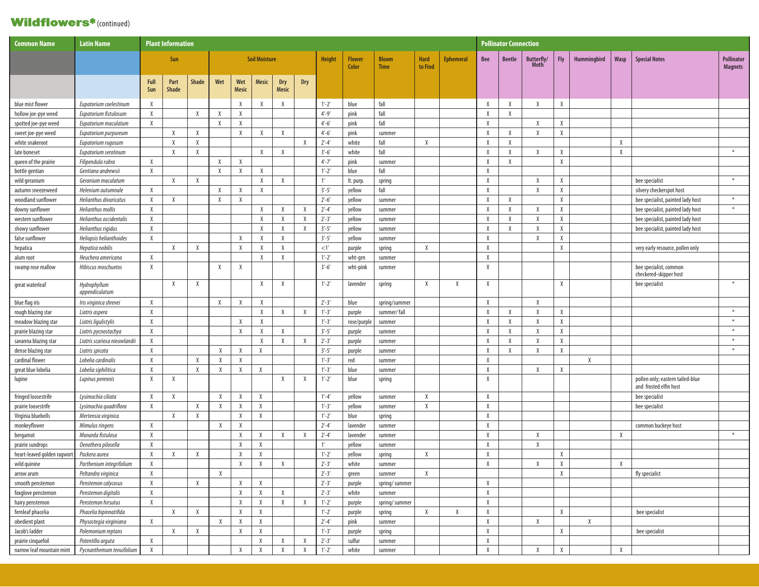# Wildflowers* (continued)

| Common Name | Latin Name | Plant Information | | | | | | | | | | | | | Pollinator Connection | | | | | | | |
|---|---|---|---|---|---|---|---|---|---|---|---|---|---|---|---|---|---|---|---|---|---|---|
| | | Sun | | | Soil Moisture | | | | | Height | Flower Color | Bloom Time | Hard to Find | Ephemeral | Bee | Beetle | Butterfly/ Moth | Fly | Hummingbird | Wasp | Special Notes | Pollinator Magnets |
| | | Full Sun | Part Shade | Shade | Wet | Wet Mesic | Mesic | Dry Mesic | Dry | | | | | | | | | | | | | |
| blue mist flower | *Eupatorium coelestinum* | X | | | | X | X | X | | 1′-2′ | blue | fall | | | X | X | X | X | | | | |
| hollow joe-pye weed | *Eupatorium fistulosum* | X | | X | X | X | | | | 4′-9′ | pink | fall | | | X | X | | | | | | |
| spotted joe-pye weed | *Eupatorium maculatum* | X | | | X | X | | | | 4′-6′ | pink | fall | | | X | | X | X | | | | |
| sweet joe-pye weed | *Eupatorium purpureum* | | X | X | | X | X | X | | 4′-6′ | pink | summer | | | X | X | X | X | | | | |
| white snakeroot | *Eupatorium rugosum* | | X | X | | | | | X | 2′-4′ | white | fall | X | | X | X | | | | X | | |
| late boneset | *Eupatorium serotinum* | | X | X | | | X | X | | 3′-6′ | white | fall | | | X | X | X | X | | X | | * |
| queen of the prairie | *Filipendula rubra* | X | | | X | X | | | | 4′-7′ | pink | summer | | | X | X | | X | | | | |
| bottle gentian | *Gentiana andrewsii* | X | | | X | X | X | | | 1′-2′ | blue | fall | | | X | | | | | | | |
| wild geranium | *Geranium maculatum* | | X | X | | | X | X | | 1′ | lt. purp. | spring | | | X | | X | X | | | bee specialist | * |
| autumn sneezeweed | *Helenium autumnale* | X | | | X | X | X | | | 3′-5′ | yellow | fall | | | X | | X | X | | | silvery checkerspot host | |
| woodland sunflower | *Helianthus divaricatus* | X | X | | X | X | | | | 2′-6′ | yellow | summer | | | X | X | | X | | | bee specialist, painted lady host | * |
| downy sunflower | *Helianthus mollis* | X | | | | | X | X | X | 2′-4′ | yellow | summer | | | X | X | X | X | | | bee specialist, painted lady host | * |
| western sunflower | *Helianthus occidentalis* | X | | | | | X | X | X | 2′-3′ | yellow | summer | | | X | X | X | X | | | bee specialist, painted lady host | |
| showy sunflower | *Helianthus rigidus* | X | | | | | X | X | X | 3′-5′ | yellow | summer | | | X | X | X | X | | | bee specialist, painted lady host | |
| false sunflower | *Heliopsis helianthoides* | X | | | | X | X | X | | 3′-5′ | yellow | summer | | | X | | X | X | | | | |
| hepatica | *Hepatica nobilis* | | X | X | | X | X | X | | <1′ | purple | spring | X | | X | | | X | | | very early resource, pollen only | |
| alum root | *Heuchera americana* | X | | | | | X | X | | 1′-2′ | wht-grn | summer | | | X | | | | | | | |
| swamp rose mallow | *Hibiscus moschuetos* | X | | | X | X | | | | 3′-6′ | wht-pink | summer | | | X | | | | | | bee specialist, common checkered-skipper host | |
| great waterleaf | *Hydrophyllum appendiculatum* | | X | X | | | X | X | | 1′-2′ | lavender | spring | X | X | X | | | X | | | bee specialist | * |
| blue flag iris | *Iris virginica shrevei* | X | | | X | X | X | | | 2′-3′ | blue | spring/summer | | | X | | X | | | | | |
| rough blazing star | *Liatris aspera* | X | | | | | X | X | X | 1′-3′ | purple | summer/ fall | | | X | X | X | X | | | | * |
| meadow blazing star | *Liatris ligulistylis* | X | | | | X | X | | | 1′-3′ | rose/purple | summer | | | X | X | X | X | | | | * |
| prairie blazing star | *Liatris pycnostachya* | X | | | | X | X | X | | 3′-5′ | purple | summer | | | X | X | X | X | | | | * |
| savanna blazing star | *Liatris scariosa nieuwlandii* | X | | | | | X | X | X | 2′-3′ | purple | summer | | | X | X | X | X | | | | * |
| dense blazing star | *Liatris spicata* | X | | | X | X | X | | | 3′-5′ | purple | summer | | | X | X | X | X | | | | * |
| cardinal flower | *Lobelia cardinalis* | X | | X | X | X | | | | 1′-3′ | red | summer | | | X | | | | X | | | |
| great blue lobelia | *Lobelia siphilitica* | X | | X | X | X | X | | | 1′-3′ | blue | summer | | | X | | X | X | | | | |
| lupine | *Lupinus perennis* | X | X | | | | | X | X | 1′-2′ | blue | spring | | | X | | | | | | pollen only; eastern tailed-blue and frosted elfin host | |
| fringed loosestrife | *Lysimachia ciliata* | X | X | | X | X | X | | | 1′-4′ | yellow | summer | X | | X | | | | | | bee specialist | |
| prairie loosestrife | *Lysimachia quadriflora* | X | | X | X | X | X | | | 1′-3′ | yellow | summer | X | | X | | | | | | bee specialist | |
| Virginia bluebells | *Mertensia virginica* | | X | X | | X | X | | | 1′-2′ | blue | spring | | | X | | | | | | | |
| monkeyflower | *Mimulus ringens* | X | | | X | X | | | | 2′-4′ | lavender | summer | | | X | | | | | | common buckeye host | |
| bergamot | *Monarda fistulosa* | X | | | | X | X | X | X | 2′-4′ | lavender | summer | | | X | | X | | | X | | * |
| prairie sundrops | *Oenothera pilosella* | X | | | | X | X | | | 1′ | yellow | summer | | | X | | X | | | | | |
| heart-leaved golden ragwort | *Packera aurea* | X | X | X | | X | X | | | 1′-2′ | yellow | spring | X | | X | | | X | | | | |
| wild quinine | *Parthenium integrifolium* | X | | | | X | X | X | | 2′-3′ | white | summer | | | X | | X | X | | X | | |
| arrow arum | *Peltandra virginica* | X | | | X | | | | | 2′-3′ | green | summer | X | | | | | X | | | fly specialist | |
| smooth penstemon | *Penstemon calycosus* | X | | X | | X | X | | | 2′-3′ | purple | spring/ summer | | | X | | | | | | | |
| foxglove penstemon | *Penstemon digitalis* | X | | | | X | X | X | | 2′-3′ | white | summer | | | X | | | | | | | |
| hairy penstemon | *Penstemon hirsutus* | X | | | | X | X | X | X | 1′-2′ | purple | spring/ summer | | | X | | | | | | | |
| fernleaf phacelia | *Phacelia bipinnatifida* | | X | X | | X | X | | | 1′-2′ | purple | spring | X | X | X | | | X | | | bee specialist | |
| obedient plant | *Physostegia virginiana* | X | | | X | X | X | | | 2′-4′ | pink | summer | | | X | | X | | X | | | |
| Jacob's ladder | *Polemonium reptans* | | X | X | | X | X | | | 1′-3′ | purple | spring | | | X | | | X | | | bee specialist | |
| prairie cinquefoil | *Potentilla arguta* | X | | | | | X | X | X | 2′-3′ | sulfur | summer | | | X | | | | | | | |
| narrow leaf mountain mint | *Pycnanthemum tenuifolium* | X | | | | X | X | X | X | 1′-2′ | white | summer | | | X | | X | X | | X | | |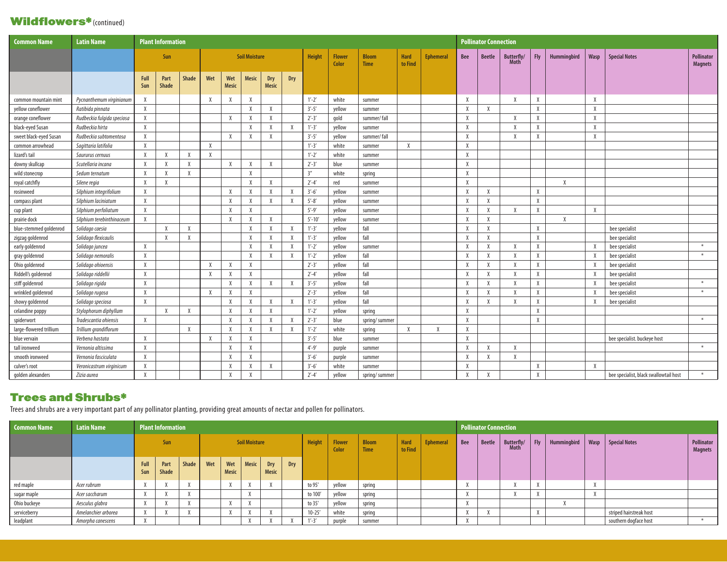## Wildflowers* (continued)

| Common Name | Latin Name | Plant Information | | | | | | | | | | | | | Pollinator Connection | | | | | | | |
|---|---|---|---|---|---|---|---|---|---|---|---|---|---|---|---|---|---|---|---|---|---|---|
| | | Sun | | | Soil Moisture | | | | | Height | Flower Color | Bloom Time | Hard to Find | Ephemeral | Bee | Beetle | Butterfly/ Moth | Fly | Hummingbird | Wasp | Special Notes | Pollinator Magnets |
| | | Full Sun | Part Shade | Shade | Wet | Wet Mesic | Mesic | Dry Mesic | Dry | | | | | | | | | | | | | |
| common mountain mint | *Pycnanthemum virginianum* | X | | | X | X | X | | | 1'-2' | white | summer | | | X | | X | X | | X | | |
| yellow coneflower | *Ratibida pinnata* | X | | | | | X | X | | 3'-5' | yellow | summer | | | X | X | | X | | X | | |
| orange coneflower | *Rudbeckia fulgida speciosa* | X | | | | X | X | X | | 2'-3' | gold | summer/ fall | | | X | | X | X | | X | | |
| black-eyed Susan | *Rudbeckia hirta* | X | | | | | X | X | X | 1'-3' | yellow | summer | | | X | | X | X | | X | | |
| sweet black-eyed Susan | *Rudbeckia subtomentosa* | X | | | | X | X | X | | 3'-5' | yellow | summer/ fall | | | X | | X | X | | X | | |
| common arrowhead | *Sagittaria latifolia* | X | | | X | | | | | 1'-3' | white | summer | X | | X | | | | | | | |
| lizard's tail | *Saururus cernuus* | X | X | X | X | | | | | 1'-2' | white | summer | | | X | | | | | | | |
| downy skullcap | *Scutellaria incana* | X | X | X | | X | X | X | | 2'-3' | blue | summer | | | X | | | | | | | |
| wild stonecrop | *Sedum ternatum* | X | X | X | | | X | | | 3" | white | spring | | | X | | | | | | | |
| royal catchfly | *Silene regia* | X | X | | | | X | X | | 2'-4' | red | summer | | | X | | | | X | | | |
| rosinweed | *Silphium integrifolium* | X | | | | X | X | X | X | 3'-6' | yellow | summer | | | X | X | | X | | | | |
| compass plant | *Silphium laciniatum* | X | | | | X | X | X | X | 5'-8' | yellow | summer | | | X | X | | X | | | | |
| cup plant | *Silphium perfoliatum* | X | | | | X | X | | | 5'-9' | yellow | summer | | | X | X | X | X | | X | | |
| prairie dock | *Silphium terebinthinaceum* | X | | | | X | X | X | | 5'-10' | yellow | summer | | | X | X | | | X | | | |
| blue-stemmed goldenrod | *Solidago caesia* | | X | X | | | X | X | X | 1'-3' | yellow | fall | | | X | X | | X | | | bee specialist | |
| zigzag goldenrod | *Solidago flexicaulis* | | X | X | | | X | X | X | 1'-3' | yellow | fall | | | X | X | | X | | | bee specialist | |
| early goldenrod | *Solidago juncea* | X | | | | | X | X | X | 1'-2' | yellow | summer | | | X | X | X | X | | X | bee specialist | * |
| gray goldenrod | *Solidago nemoralis* | X | | | | | X | X | X | 1'-2' | yellow | fall | | | X | X | X | X | | X | bee specialist | * |
| Ohio goldenrod | *Solidago ohioensis* | X | | | X | X | X | | | 2'-3' | yellow | fall | | | X | X | X | X | | X | bee specialist | |
| Riddell's goldenrod | *Solidago riddellii* | X | | | X | X | X | | | 2'-4' | yellow | fall | | | X | X | X | X | | X | bee specialist | |
| stiff goldenrod | *Solidago rigida* | X | | | | X | X | X | X | 3'-5' | yellow | fall | | | X | X | X | X | | X | bee specialist | * |
| wrinkled goldenrod | *Solidago rugosa* | X | | | X | X | X | | | 2'-3' | yellow | fall | | | X | X | X | X | | X | bee specialist | * |
| showy goldenrod | *Solidago speciosa* | X | | | | X | X | X | X | 1'-3' | yellow | fall | | | X | X | X | X | | X | bee specialist | |
| celandine poppy | *Stylophorum diphyllum* | | X | X | | X | X | X | | 1'-2' | yellow | spring | | | X | | | X | | | | |
| spiderwort | *Tradescantia ohiensis* | X | | | | X | X | X | X | 2'-3' | blue | spring/ summer | | | X | | | X | | | | * |
| large-flowered trillium | *Trillium grandiflorum* | | | X | | X | X | X | X | 1'-2' | white | spring | X | X | X | | | | | | | |
| blue vervain | *Verbena hastata* | X | | | X | X | X | | | 3'-5' | blue | summer | | | X | | | | | | bee specialist. buckeye host | |
| tall ironweed | *Vernonia altissima* | X | | | | X | X | | | 4'-9' | purple | summer | | | X | X | X | | | | | * |
| smooth ironweed | *Vernonia fasciculata* | X | | | | X | X | | | 3'-6' | purple | summer | | | X | X | X | | | | | |
| culver's root | *Veronicastrum virginicum* | X | | | | X | X | X | | 3'-6' | white | summer | | | X | | | X | | X | | |
| golden alexanders | *Zizia aurea* | X | | | | X | X | | | 2'-4' | yellow | spring/ summer | | | X | X | | X | | | bee specialist, black swallowtail host | * |

## Trees and Shrubs*

Trees and shrubs are a very important part of any pollinator planting, providing great amounts of nectar and pollen for pollinators.

| Common Name | Latin Name | Plant Information | | | | | | | | | | | | | Pollinator Connection | | | | | | | |
|---|---|---|---|---|---|---|---|---|---|---|---|---|---|---|---|---|---|---|---|---|---|---|
| | | Sun | | | Soil Moisture | | | | | Height | Flower Color | Bloom Time | Hard to Find | Ephemeral | Bee | Beetle | Butterfly/ Moth | Fly | Hummingbird | Wasp | Special Notes | Pollinator Magnets |
| | | Full Sun | Part Shade | Shade | Wet | Wet Mesic | Mesic | Dry Mesic | Dry | | | | | | | | | | | | | |
| red maple | *Acer rubrum* | X | X | X | | X | X | X | | to 95' | yellow | spring | | | X | | X | X | | X | | |
| sugar maple | *Acer saccharum* | X | X | X | | | X | | | to 100' | yellow | spring | | | X | | X | X | | X | | |
| Ohio buckeye | *Aesculus glabra* | X | X | X | | X | X | | | to 35' | yellow | spring | | | X | | | | X | | | |
| serviceberry | *Amelanchier arborea* | X | X | X | | X | X | X | | 10-25' | white | spring | | | X | X | | X | | | striped hairstreak host | |
| leadplant | *Amorpha canescens* | X | | | | | X | X | X | 1'-3' | purple | summer | | | X | | | | | | southern dogface host | * |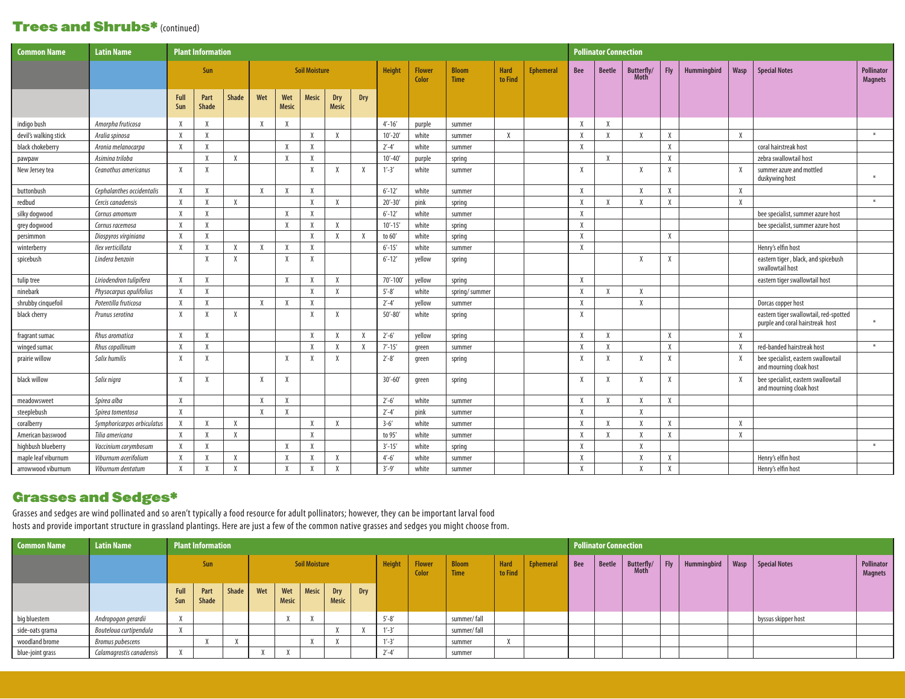## Trees and Shrubs* (continued)

| Common Name | Latin Name | Plant Information | | | | | | | | | | | | | Pollinator Connection | | | | | | | |
|---|---|---|---|---|---|---|---|---|---|---|---|---|---|---|---|---|---|---|---|---|---|---|
| | | Sun | | | Soil Moisture | | | | | Height | Flower Color | Bloom Time | Hard to Find | Ephemeral | Bee | Beetle | Butterfly/ Moth | Fly | Hummingbird | Wasp | Special Notes | Pollinator Magnets |
| | | Full Sun | Part Shade | Shade | Wet | Wet Mesic | Mesic | Dry Mesic | Dry | | | | | | | | | | | | | |
| indigo bush | *Amorpha fruticosa* | X | X | | X | X | | | | 4′-16′ | purple | summer | | | X | X | | | | | | |
| devil's walking stick | *Aralia spinosa* | X | X | | | | X | X | | 10′-20′ | white | summer | X | | X | X | X | X | | X | | * |
| black chokeberry | *Aronia melanocarpa* | X | X | | | X | X | | | 2′-4′ | white | summer | | | X | | | X | | | coral hairstreak host | |
| pawpaw | *Asimina triloba* | | X | X | | X | X | | | 10′-40′ | purple | spring | | | | X | | X | | | zebra swallowtail host | |
| New Jersey tea | *Ceanothus americanus* | X | X | | | | X | X | X | 1′-3′ | white | summer | | | X | | X | X | | X | summer azure and mottled duskywing host | * |
| buttonbush | *Cephalanthes occidentalis* | X | X | | X | X | X | | | 6′-12′ | white | summer | | | X | | X | X | | X | | |
| redbud | *Cercis canadensis* | X | X | X | | | X | X | | 20′-30′ | pink | spring | | | X | X | X | X | | X | | * |
| silky dogwood | *Cornus amomum* | X | X | | | X | X | | | 6′-12′ | white | summer | | | X | | | | | | bee specialist, summer azure host | |
| grey dogwood | *Cornus racemosa* | X | X | | | X | X | X | | 10′-15′ | white | spring | | | X | | | | | | bee specialist, summer azure host | |
| persimmon | *Diospyros virginiana* | X | X | | | | X | X | X | to 60′ | white | spring | | | X | | | X | | | | |
| winterberry | *Ilex verticillata* | X | X | X | X | X | X | | | 6′-15′ | white | summer | | | X | | | | | | Henry's elfin host | |
| spicebush | *Lindera benzoin* | | X | X | | X | X | | | 6′-12′ | yellow | spring | | | | | X | X | | | eastern tiger , black, and spicebush swallowtail host | |
| tulip tree | *Liriodendron tulipifera* | X | X | | | X | X | X | | 70′-100′ | yellow | spring | | | X | | | | | | eastern tiger swallowtail host | |
| ninebark | *Physocarpus opulifolius* | X | X | | | | X | X | | 5′-8′ | white | spring/ summer | | | X | X | X | | | | | |
| shrubby cinquefoil | *Potentilla fruticosa* | X | X | | X | X | X | | | 2′-4′ | yellow | summer | | | X | | X | | | | Dorcas copper host | |
| black cherry | *Prunus serotina* | X | X | X | | | X | X | | 50′-80′ | white | spring | | | X | | | | | | eastern tiger swallowtail, red-spotted purple and coral hairstreak host | * |
| fragrant sumac | *Rhus aromatica* | X | X | | | | X | X | X | 2′-6′ | yellow | spring | | | X | X | | X | | X | | |
| winged sumac | *Rhus copallinum* | X | X | | | | X | X | X | 7′-15′ | green | summer | | | X | X | | X | | X | red-banded hairstreak host | * |
| prairie willow | *Salix humilis* | X | X | | | X | X | X | | 2′-8′ | green | spring | | | X | X | X | X | | X | bee specialist, eastern swallowtail and mourning cloak host | |
| black willow | *Salix nigra* | X | X | | X | X | | | | 30′-60′ | green | spring | | | X | X | X | X | | X | bee specialist, eastern swallowtail and mourning cloak host | |
| meadowsweet | *Spirea alba* | X | | | X | X | | | | 2′-6′ | white | summer | | | X | X | X | X | | | | |
| steeplebush | *Spirea tomentosa* | X | | | X | X | | | | 2′-4′ | pink | summer | | | X | | X | | | | | |
| coralberry | *Symphoricarpos orbiculatus* | X | X | X | | | X | X | | 3-6′ | white | summer | | | X | X | X | X | | X | | |
| American basswood | *Tilia americana* | X | X | X | | | X | | | to 95′ | white | summer | | | X | X | X | X | | X | | |
| highbush blueberry | *Vaccinium corymbosum* | X | X | | | X | X | | | 3′-15′ | white | spring | | | X | | X | | | | | * |
| maple leaf viburnum | *Viburnum acerifolium* | X | X | X | | X | X | X | | 4′-6′ | white | summer | | | X | | X | X | | | Henry's elfin host | |
| arrowwood viburnum | *Viburnum dentatum* | X | X | X | | X | X | X | | 3′-9′ | white | summer | | | X | | X | X | | | Henry's elfin host | |

## Grasses and Sedges*

Grasses and sedges are wind pollinated and so aren't typically a food resource for adult pollinators; however, they can be important larval food hosts and provide important structure in grassland plantings. Here are just a few of the common native grasses and sedges you might choose from.

| Common Name | Latin Name | Plant Information | | | | | | | | | | | | | Pollinator Connection | | | | | | | |
|---|---|---|---|---|---|---|---|---|---|---|---|---|---|---|---|---|---|---|---|---|---|---|
| | | Sun | | | Soil Moisture | | | | | Height | Flower Color | Bloom Time | Hard to Find | Ephemeral | Bee | Beetle | Butterfly/ Moth | Fly | Hummingbird | Wasp | Special Notes | Pollinator Magnets |
| | | Full Sun | Part Shade | Shade | Wet | Wet Mesic | Mesic | Dry Mesic | Dry | | | | | | | | | | | | | |
| big bluestem | *Andropogon gerardii* | X | | | | X | X | | | 5′-8′ | | summer/ fall | | | | | | | | | byssus skipper host | |
| side-oats grama | *Bouteloua curtipendula* | X | | | | | | X | X | 1′-3′ | | summer/ fall | | | | | | | | | | |
| woodland brome | *Bromus pubescens* | | X | X | | | X | X | | 1′-3′ | | summer | X | | | | | | | | | |
| blue-joint grass | *Calamagrostis canadensis* | X | | | X | X | | | | 2′-4′ | | summer | | | | | | | | | | |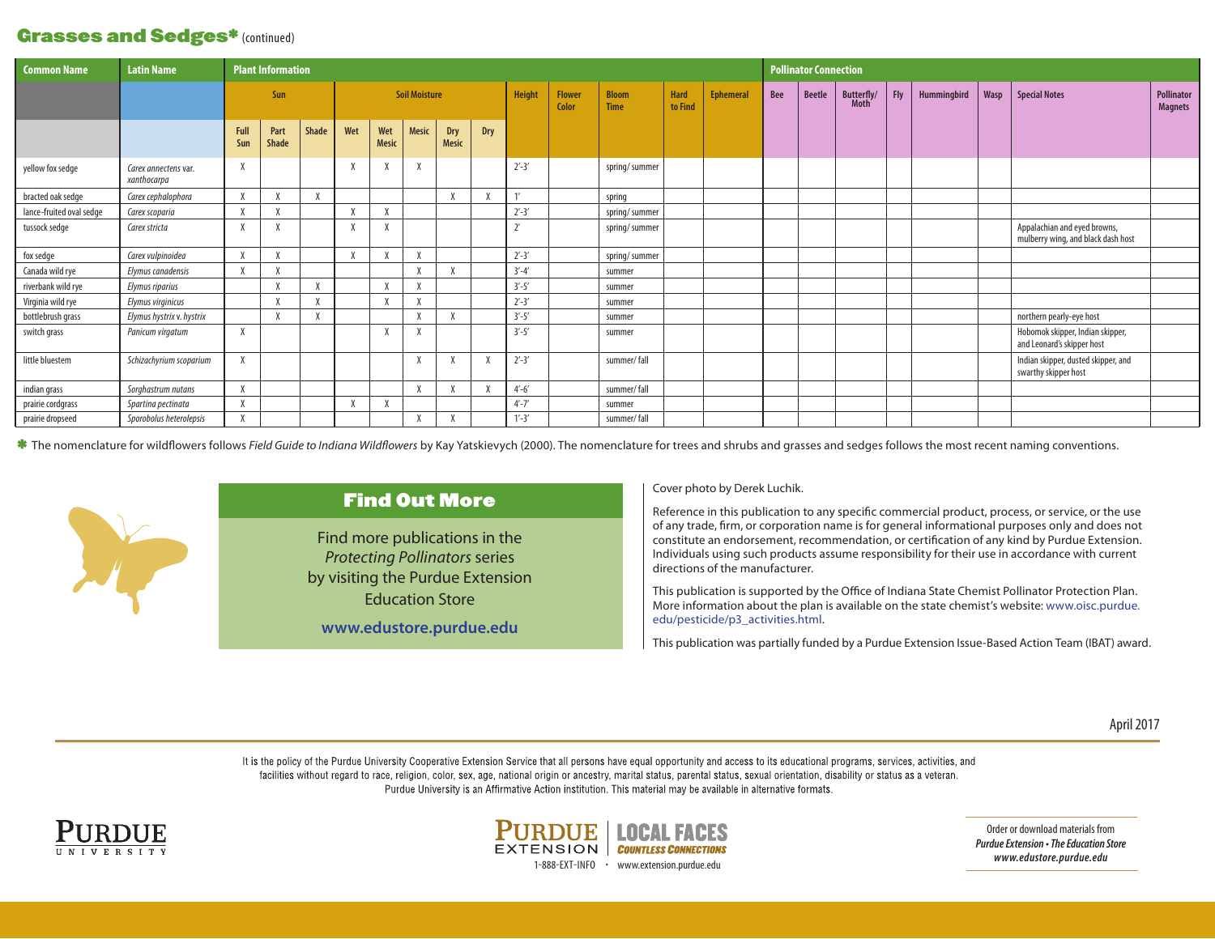## Grasses and Sedges* (continued)

| Common Name | Latin Name | Plant Information | | | | | | | | | | | | | Pollinator Connection | | | | | | | |
|---|---|---|---|---|---|---|---|---|---|---|---|---|---|---|---|---|---|---|---|---|---|---|
| | | Sun | | | Soil Moisture | | | | | Height | Flower Color | Bloom Time | Hard to Find | Ephemeral | Bee | Beetle | Butterfly/Moth | Fly | Hummingbird | Wasp | Special Notes | Pollinator Magnets |
| | | Full Sun | Part Shade | Shade | Wet | Wet Mesic | Mesic | Dry Mesic | Dry | | | | | | | | | | | | | |
| yellow fox sedge | *Carex annectens* var. *xanthocarpa* | X | | | X | X | X | | | 2'-3' | | spring/ summer | | | | | | | | | | |
| bracted oak sedge | *Carex cephalophora* | X | X | X | | | | X | X | 1' | | spring | | | | | | | | | | |
| lance-fruited oval sedge | *Carex scoparia* | X | X | | X | X | | | | 2'-3' | | spring/ summer | | | | | | | | | | |
| tussock sedge | *Carex stricta* | X | X | | X | X | | | | 2' | | spring/ summer | | | | | | | | | Appalachian and eyed browns, mulberry wing, and black dash host | |
| fox sedge | *Carex vulpinoidea* | X | X | | X | X | X | | | 2'-3' | | spring/ summer | | | | | | | | | | |
| Canada wild rye | *Elymus canadensis* | X | X | | | | X | X | | 3'-4' | | summer | | | | | | | | | | |
| riverbank wild rye | *Elymus riparius* | | X | X | | X | X | | | 3'-5' | | summer | | | | | | | | | | |
| Virginia wild rye | *Elymus virginicus* | | X | X | | X | X | | | 2'-3' | | summer | | | | | | | | | | |
| bottlebrush grass | *Elymus hystrix* v. *hystrix* | | X | X | | | X | X | | 3'-5' | | summer | | | | | | | | | northern pearly-eye host | |
| switch grass | *Panicum virgatum* | X | | | | X | X | | | 3'-5' | | summer | | | | | | | | | Hobomok skipper, Indian skipper, and Leonard's skipper host | |
| little bluestem | *Schizachyrium scoparium* | X | | | | | X | X | X | 2'-3' | | summer/ fall | | | | | | | | | Indian skipper, dusted skipper, and swarthy skipper host | |
| indian grass | *Sorghastrum nutans* | X | | | | | X | X | X | 4'-6' | | summer/ fall | | | | | | | | | | |
| prairie cordgrass | *Spartina pectinata* | X | | | X | X | | | | 4'-7' | | summer | | | | | | | | | | |
| prairie dropseed | *Sporobolus heterolepsis* | X | | | | | X | X | | 1'-3' | | summer/ fall | | | | | | | | | | |

* The nomenclature for wildflowers follows *Field Guide to Indiana Wildflowers* by Kay Yatskievych (2000). The nomenclature for trees and shrubs and grasses and sedges follows the most recent naming conventions.

### Find Out More

Find more publications in the *Protecting Pollinators* series by visiting the Purdue Extension Education Store

**www.edustore.purdue.edu**

Cover photo by Derek Luchik.

Reference in this publication to any specific commercial product, process, or service, or the use of any trade, firm, or corporation name is for general informational purposes only and does not constitute an endorsement, recommendation, or certification of any kind by Purdue Extension. Individuals using such products assume responsibility for their use in accordance with current directions of the manufacturer.

This publication is supported by the Office of Indiana State Chemist Pollinator Protection Plan. More information about the plan is available on the state chemist's website: www.oisc.purdue.edu/pesticide/p3_activities.html.

This publication was partially funded by a Purdue Extension Issue-Based Action Team (IBAT) award.

April 2017

It is the policy of the Purdue University Cooperative Extension Service that all persons have equal opportunity and access to its educational programs, services, activities, and facilities without regard to race, religion, color, sex, age, national origin or ancestry, marital status, parental status, sexual orientation, disability or status as a veteran. Purdue University is an Affirmative Action institution. This material may be available in alternative formats.

PURDUE UNIVERSITY

PURDUE EXTENSION | LOCAL FACES COUNTLESS CONNECTIONS

1-888-EXT-INFO · www.extension.purdue.edu

Order or download materials from
*Purdue Extension • The Education Store*
*www.edustore.purdue.edu*